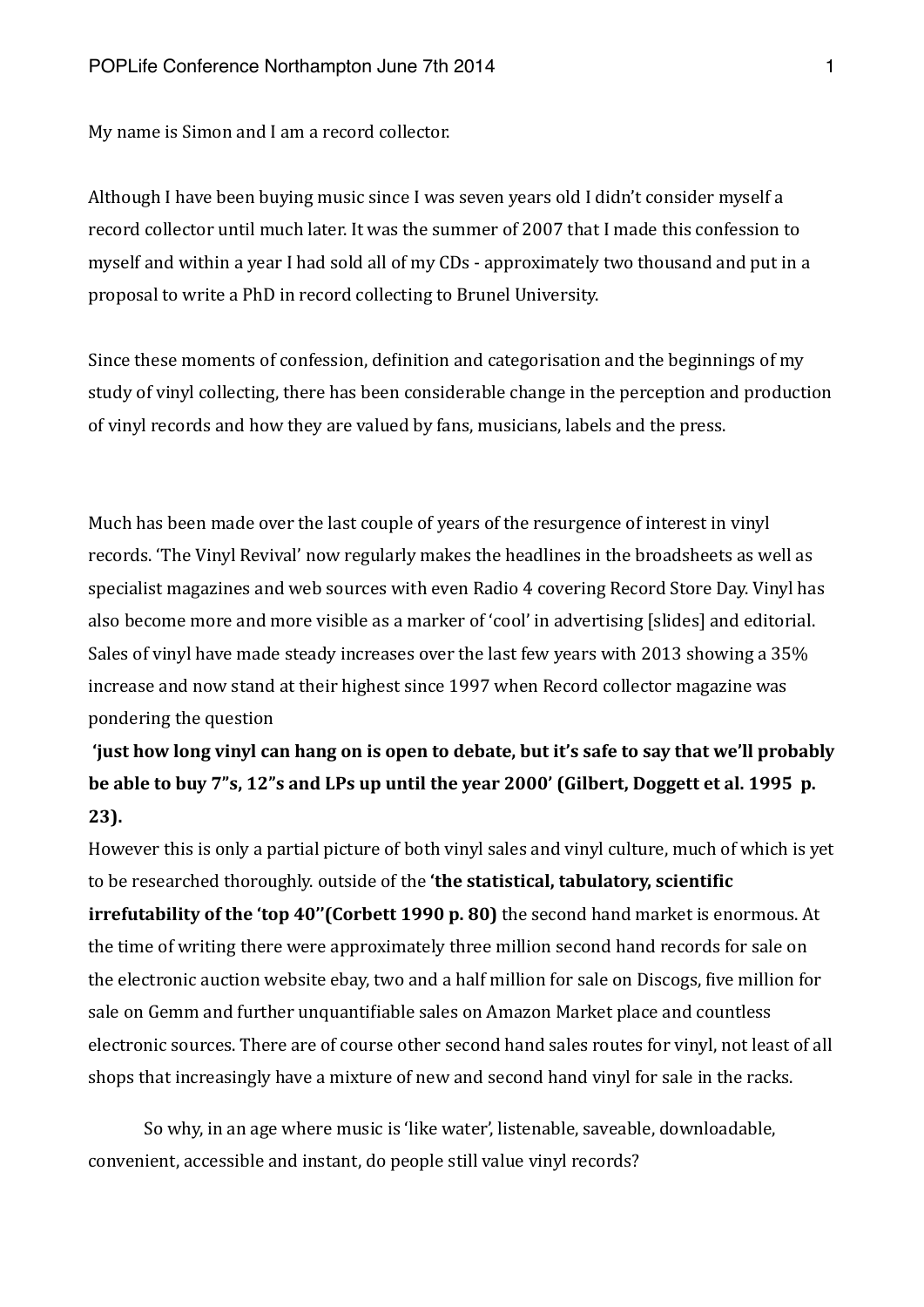My name is Simon and I am a record collector.

Although I have been buying music since I was seven years old I didn't consider myself a record collector until much later. It was the summer of 2007 that I made this confession to myself and within a year I had sold all of my CDs - approximately two thousand and put in a proposal to write a PhD in record collecting to Brunel University.

Since these moments of confession, definition and categorisation and the beginnings of my study of vinyl collecting, there has been considerable change in the perception and production of vinyl records and how they are valued by fans, musicians, labels and the press.

Much has been made over the last couple of years of the resurgence of interest in vinyl records. 'The Vinyl Revival' now regularly makes the headlines in the broadsheets as well as specialist magazines and web sources with even Radio 4 covering Record Store Day. Vinyl has also become more and more visible as a marker of 'cool' in advertising [slides] and editorial. Sales of vinyl have made steady increases over the last few years with 2013 showing a 35% increase and now stand at their highest since 1997 when Record collector magazine was pondering the question

**'just how long vinyl can hang on is open to debate, but it's safe to say that we'll probably be able to buy 7"s, 12"s and LPs up until the year 2000' (Gilbert, Doggett et al. 1995 p. 23).**

However this is only a partial picture of both vinyl sales and vinyl culture, much of which is yet to be researched thoroughly. outside of the **'the statistical, tabulatory, scientific irrefutability of the 'top 40''(Corbett 1990 p. 80)** the second hand market is enormous. At the time of writing there were approximately three million second hand records for sale on the electronic auction website ebay, two and a half million for sale on Discogs, five million for sale on Gemm and further unquantifiable sales on Amazon Market place and countless electronic sources. There are of course other second hand sales routes for vinyl, not least of all shops that increasingly have a mixture of new and second hand vinyl for sale in the racks.

So why, in an age where music is 'like water', listenable, saveable, downloadable, convenient, accessible and instant, do people still value vinyl records?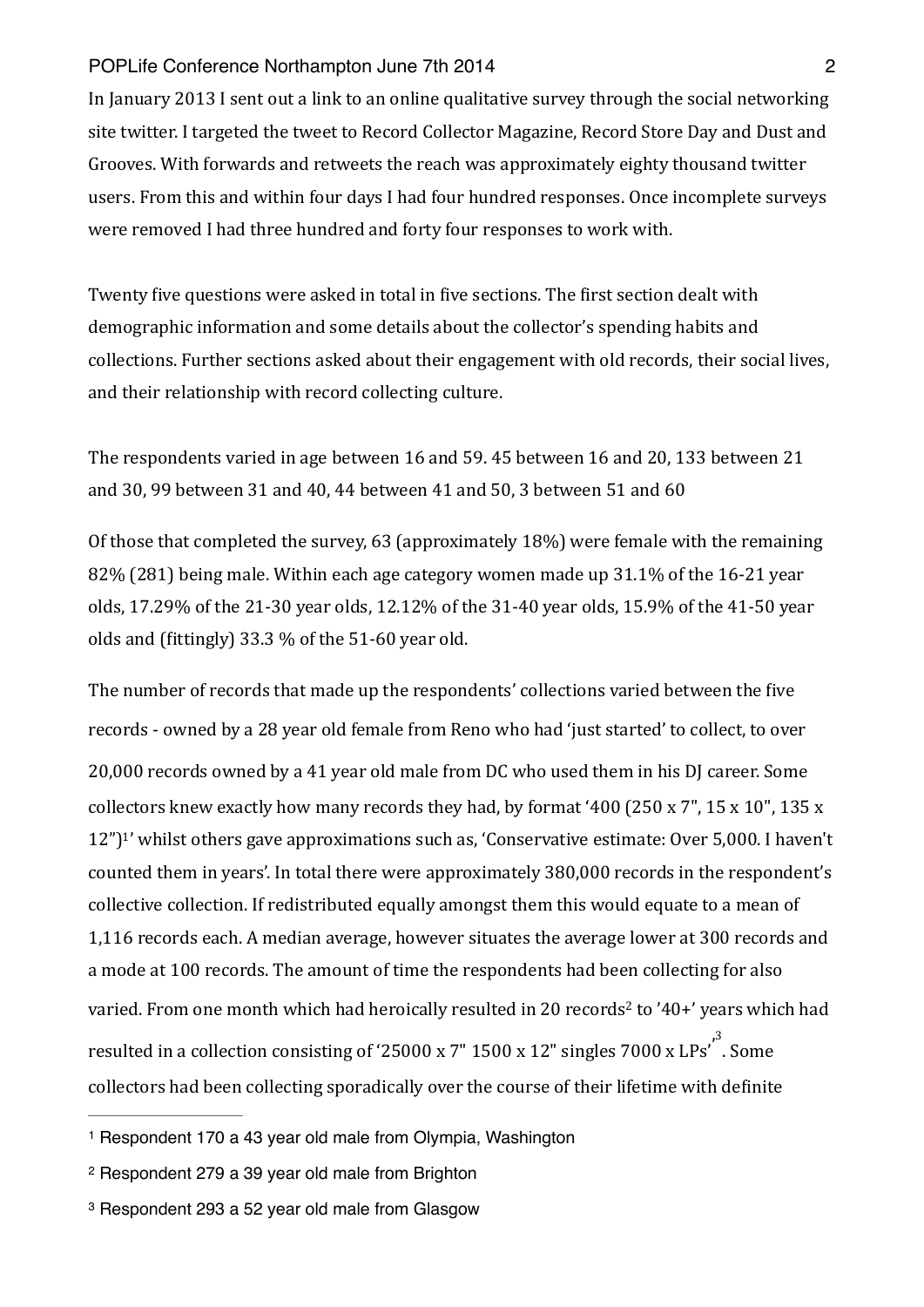In January 2013 I sent out a link to an online qualitative survey through the social networking site twitter. I targeted the tweet to Record Collector Magazine, Record Store Day and Dust and Grooves. With forwards and retweets the reach was approximately eighty thousand twitter users. From this and within four days I had four hundred responses. Once incomplete surveys were removed I had three hundred and forty four responses to work with.

Twenty five questions were asked in total in five sections. The first section dealt with demographic information and some details about the collector's spending habits and collections. Further sections asked about their engagement with old records, their social lives, and their relationship with record collecting culture.

The respondents varied in age between 16 and 59. 45 between 16 and 20, 133 between 21 and 30, 99 between 31 and 40, 44 between 41 and 50, 3 between 51 and 60

Of those that completed the survey, 63 (approximately 18%) were female with the remaining 82% (281) being male. Within each age category women made up 31.1% of the 16-21 year olds, 17.29% of the 21-30 year olds, 12.12% of the 31-40 year olds, 15.9% of the 41-50 year olds and (fittingly) 33.3 % of the 51-60 year old.

The number of records that made up the respondents' collections varied between the five records - owned by a 28 year old female from Reno who had 'just started' to collect, to over 20,000 records owned by a 41 year old male from DC who used them in his DJ career. Some collectors knew exactly how many records they had, by format '400 (250 x 7", 15 x 10", 135 x 12")[1]' whilst others gave approximations such as, 'Conservative estimate: Over 5,000. I haven't counted them in years'. In total there were approximately 380,000 records in the respondent's collective collection. If redistributed equally amongst them this would equate to a mean of 1,116 records each. A median average, however situates the average lower at 300 records and a mode at 100 records. The amount of time the respondents had been collecting for also varied. From one month which had heroically resulted in 20 records[2] to '40+' years which had resulted in a collection consisting of '25000 x 7" 1500 x 12" singles 7000 x LPs'[3]. Some collectors had been collecting sporadically over the course of their lifetime with definite

[1] Respondent 170 a 43 year old male from Olympia, Washington

[2] Respondent 279 a 39 year old male from Brighton

[3] Respondent 293 a 52 year old male from Glasgow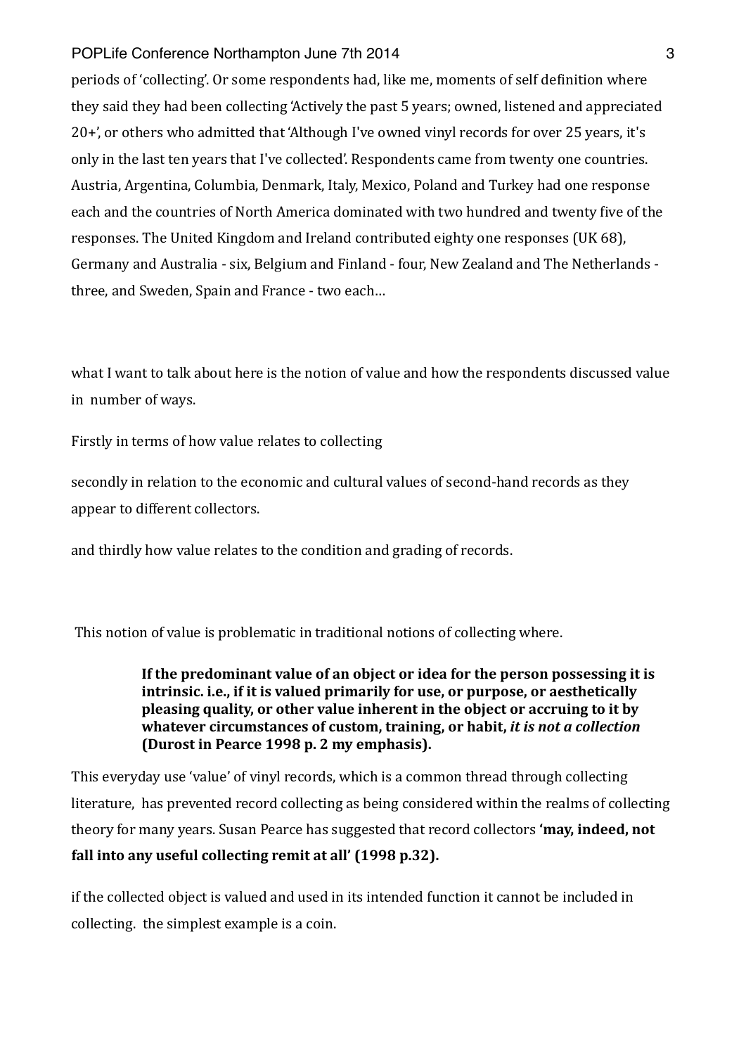periods of 'collecting'. Or some respondents had, like me, moments of self definition where they said they had been collecting 'Actively the past 5 years; owned, listened and appreciated 20+', or others who admitted that 'Although I've owned vinyl records for over 25 years, it's only in the last ten years that I've collected'. Respondents came from twenty one countries. Austria, Argentina, Columbia, Denmark, Italy, Mexico, Poland and Turkey had one response each and the countries of North America dominated with two hundred and twenty five of the responses. The United Kingdom and Ireland contributed eighty one responses (UK 68), Germany and Australia - six, Belgium and Finland - four, New Zealand and The Netherlands - three, and Sweden, Spain and France - two each…

what I want to talk about here is the notion of value and how the respondents discussed value in number of ways.

Firstly in terms of how value relates to collecting

secondly in relation to the economic and cultural values of second-hand records as they appear to different collectors.

and thirdly how value relates to the condition and grading of records.

This notion of value is problematic in traditional notions of collecting where.

> **If the predominant value of an object or idea for the person possessing it is intrinsic. i.e., if it is valued primarily for use, or purpose, or aesthetically pleasing quality, or other value inherent in the object or accruing to it by whatever circumstances of custom, training, or habit, *it is not a collection* (Durost in Pearce 1998 p. 2 my emphasis).**

This everyday use 'value' of vinyl records, which is a common thread through collecting literature, has prevented record collecting as being considered within the realms of collecting theory for many years. Susan Pearce has suggested that record collectors **'may, indeed, not fall into any useful collecting remit at all' (1998 p.32).**

if the collected object is valued and used in its intended function it cannot be included in collecting. the simplest example is a coin.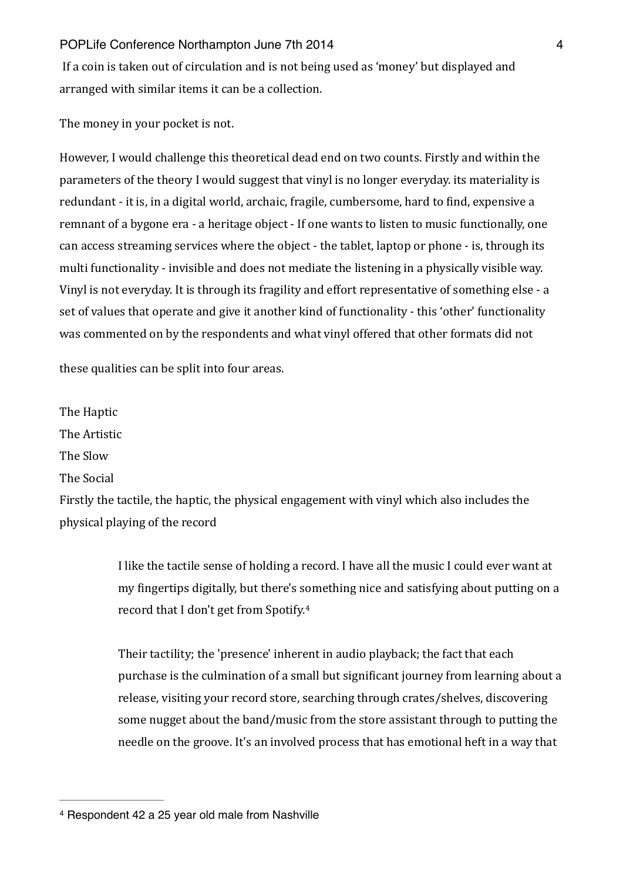If a coin is taken out of circulation and is not being used as 'money' but displayed and arranged with similar items it can be a collection.

The money in your pocket is not.

However, I would challenge this theoretical dead end on two counts. Firstly and within the parameters of the theory I would suggest that vinyl is no longer everyday. its materiality is redundant - it is, in a digital world, archaic, fragile, cumbersome, hard to find, expensive a remnant of a bygone era - a heritage object - If one wants to listen to music functionally, one can access streaming services where the object - the tablet, laptop or phone - is, through its multi functionality - invisible and does not mediate the listening in a physically visible way. Vinyl is not everyday. It is through its fragility and effort representative of something else - a set of values that operate and give it another kind of functionality - this 'other' functionality was commented on by the respondents and what vinyl offered that other formats did not

these qualities can be split into four areas.

The Haptic
The Artistic
The Slow
The Social

Firstly the tactile, the haptic, the physical engagement with vinyl which also includes the physical playing of the record

> I like the tactile sense of holding a record. I have all the music I could ever want at my fingertips digitally, but there's something nice and satisfying about putting on a record that I don't get from Spotify.[4]
>
> Their tactility; the 'presence' inherent in audio playback; the fact that each purchase is the culmination of a small but significant journey from learning about a release, visiting your record store, searching through crates/shelves, discovering some nugget about the band/music from the store assistant through to putting the needle on the groove. It's an involved process that has emotional heft in a way that

---

[4] Respondent 42 a 25 year old male from Nashville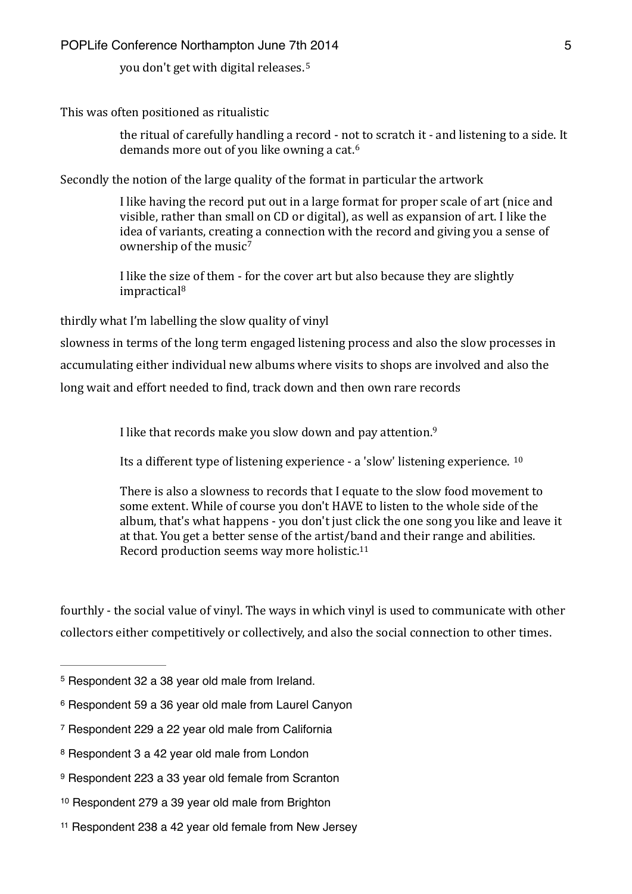> you don't get with digital releases.[5]

This was often positioned as ritualistic

> the ritual of carefully handling a record - not to scratch it - and listening to a side. It demands more out of you like owning a cat.[6]

Secondly the notion of the large quality of the format in particular the artwork

> I like having the record put out in a large format for proper scale of art (nice and visible, rather than small on CD or digital), as well as expansion of art. I like the idea of variants, creating a connection with the record and giving you a sense of ownership of the music[7]
>
> I like the size of them - for the cover art but also because they are slightly impractical[8]

thirdly what I'm labelling the slow quality of vinyl

slowness in terms of the long term engaged listening process and also the slow processes in accumulating either individual new albums where visits to shops are involved and also the long wait and effort needed to find, track down and then own rare records

> I like that records make you slow down and pay attention.[9]
>
> Its a different type of listening experience - a 'slow' listening experience. [10]
>
> There is also a slowness to records that I equate to the slow food movement to some extent. While of course you don't HAVE to listen to the whole side of the album, that's what happens - you don't just click the one song you like and leave it at that. You get a better sense of the artist/band and their range and abilities. Record production seems way more holistic.[11]

fourthly - the social value of vinyl. The ways in which vinyl is used to communicate with other collectors either competitively or collectively, and also the social connection to other times.

---

[5] Respondent 32 a 38 year old male from Ireland.

[6] Respondent 59 a 36 year old male from Laurel Canyon

[7] Respondent 229 a 22 year old male from California

[8] Respondent 3 a 42 year old male from London

[9] Respondent 223 a 33 year old female from Scranton

[10] Respondent 279 a 39 year old male from Brighton

[11] Respondent 238 a 42 year old female from New Jersey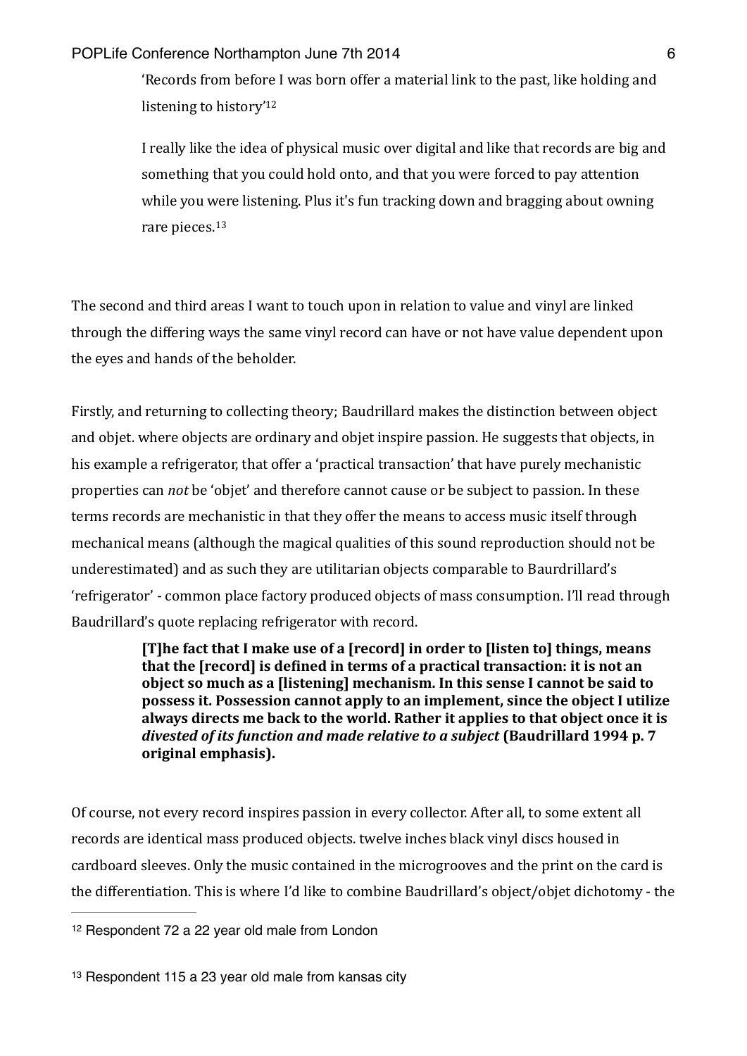> 'Records from before I was born offer a material link to the past, like holding and listening to history'[12]
>
> I really like the idea of physical music over digital and like that records are big and something that you could hold onto, and that you were forced to pay attention while you were listening. Plus it's fun tracking down and bragging about owning rare pieces.[13]

The second and third areas I want to touch upon in relation to value and vinyl are linked through the differing ways the same vinyl record can have or not have value dependent upon the eyes and hands of the beholder.

Firstly, and returning to collecting theory; Baudrillard makes the distinction between object and objet. where objects are ordinary and objet inspire passion. He suggests that objects, in his example a refrigerator, that offer a 'practical transaction' that have purely mechanistic properties can *not* be 'objet' and therefore cannot cause or be subject to passion. In these terms records are mechanistic in that they offer the means to access music itself through mechanical means (although the magical qualities of this sound reproduction should not be underestimated) and as such they are utilitarian objects comparable to Baurdrillard's 'refrigerator' - common place factory produced objects of mass consumption. I'll read through Baudrillard's quote replacing refrigerator with record.

> **[T]he fact that I make use of a [record] in order to [listen to] things, means that the [record] is defined in terms of a practical transaction: it is not an object so much as a [listening] mechanism. In this sense I cannot be said to possess it. Possession cannot apply to an implement, since the object I utilize always directs me back to the world. Rather it applies to that object once it is *divested of its function and made relative to a subject* (Baudrillard 1994 p. 7 original emphasis).**

Of course, not every record inspires passion in every collector. After all, to some extent all records are identical mass produced objects. twelve inches black vinyl discs housed in cardboard sleeves. Only the music contained in the microgrooves and the print on the card is the differentiation. This is where I'd like to combine Baudrillard's object/objet dichotomy - the

---

[12] Respondent 72 a 22 year old male from London

[13] Respondent 115 a 23 year old male from kansas city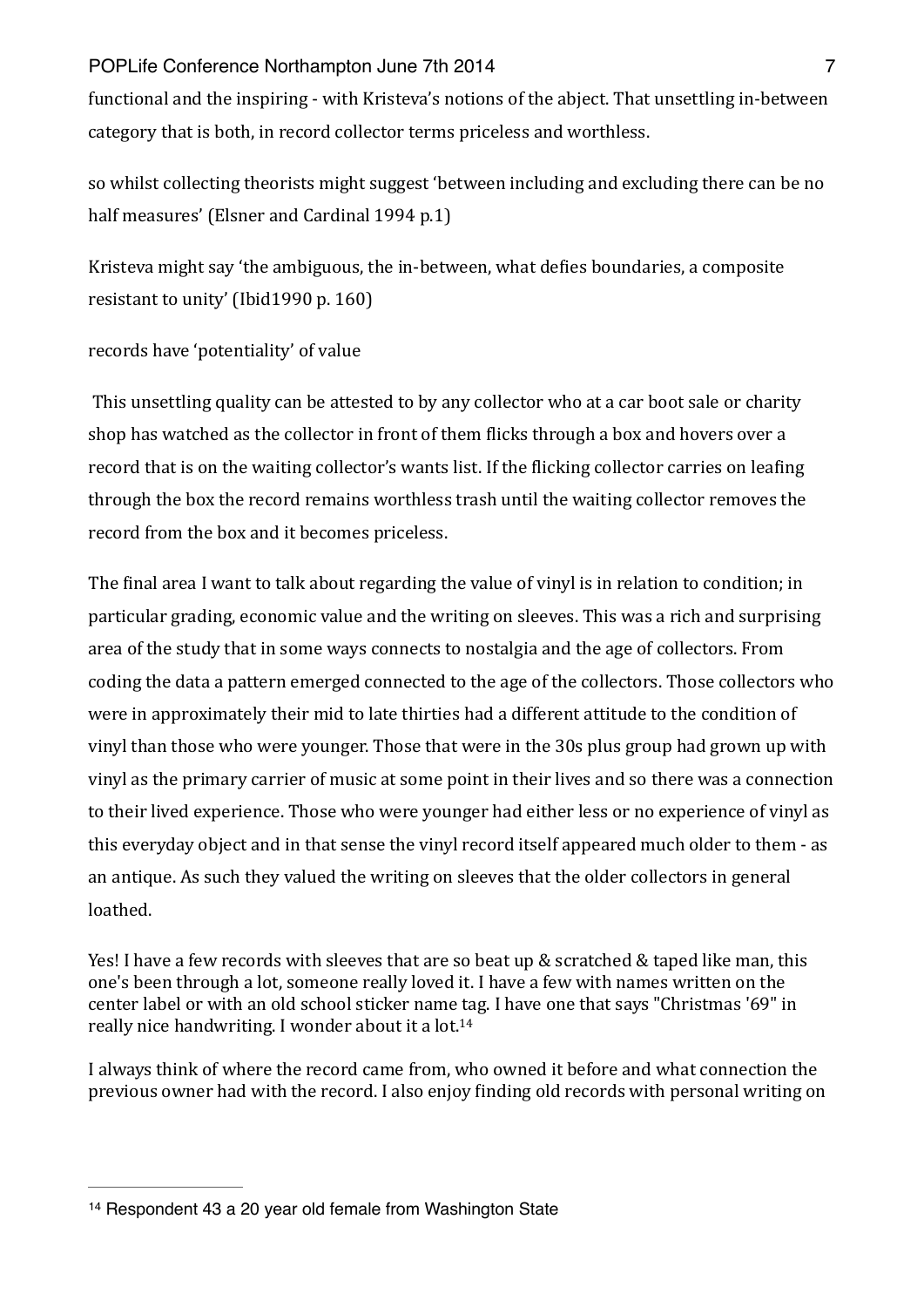functional and the inspiring - with Kristeva's notions of the abject. That unsettling in-between category that is both, in record collector terms priceless and worthless.

so whilst collecting theorists might suggest 'between including and excluding there can be no half measures' (Elsner and Cardinal 1994 p.1)

Kristeva might say 'the ambiguous, the in-between, what defies boundaries, a composite resistant to unity' (Ibid1990 p. 160)

records have 'potentiality' of value

This unsettling quality can be attested to by any collector who at a car boot sale or charity shop has watched as the collector in front of them flicks through a box and hovers over a record that is on the waiting collector's wants list. If the flicking collector carries on leafing through the box the record remains worthless trash until the waiting collector removes the record from the box and it becomes priceless.

The final area I want to talk about regarding the value of vinyl is in relation to condition; in particular grading, economic value and the writing on sleeves. This was a rich and surprising area of the study that in some ways connects to nostalgia and the age of collectors. From coding the data a pattern emerged connected to the age of the collectors. Those collectors who were in approximately their mid to late thirties had a different attitude to the condition of vinyl than those who were younger. Those that were in the 30s plus group had grown up with vinyl as the primary carrier of music at some point in their lives and so there was a connection to their lived experience. Those who were younger had either less or no experience of vinyl as this everyday object and in that sense the vinyl record itself appeared much older to them - as an antique. As such they valued the writing on sleeves that the older collectors in general loathed.

Yes! I have a few records with sleeves that are so beat up & scratched & taped like man, this one's been through a lot, someone really loved it. I have a few with names written on the center label or with an old school sticker name tag. I have one that says "Christmas '69" in really nice handwriting. I wonder about it a lot.[14]

I always think of where the record came from, who owned it before and what connection the previous owner had with the record. I also enjoy finding old records with personal writing on

---

[14] Respondent 43 a 20 year old female from Washington State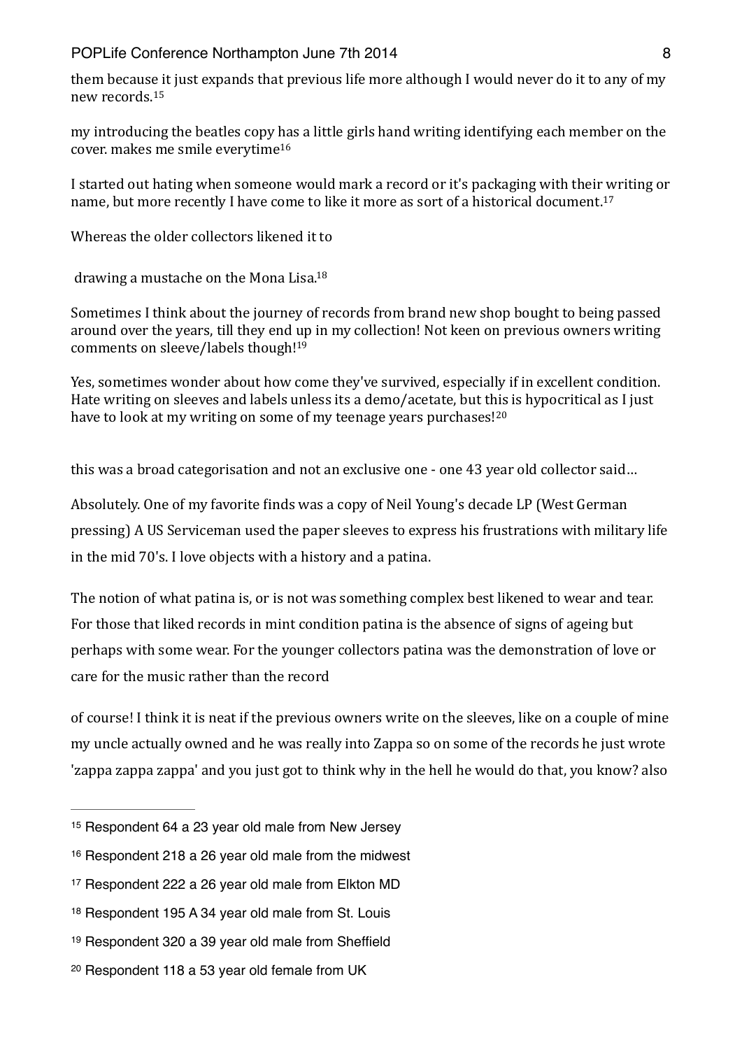them because it just expands that previous life more although I would never do it to any of my new records.[15]

my introducing the beatles copy has a little girls hand writing identifying each member on the cover. makes me smile everytime[16]

I started out hating when someone would mark a record or it's packaging with their writing or name, but more recently I have come to like it more as sort of a historical document.[17]

Whereas the older collectors likened it to

drawing a mustache on the Mona Lisa.[18]

Sometimes I think about the journey of records from brand new shop bought to being passed around over the years, till they end up in my collection! Not keen on previous owners writing comments on sleeve/labels though![19]

Yes, sometimes wonder about how come they've survived, especially if in excellent condition. Hate writing on sleeves and labels unless its a demo/acetate, but this is hypocritical as I just have to look at my writing on some of my teenage years purchases![20]

this was a broad categorisation and not an exclusive one - one 43 year old collector said…

Absolutely. One of my favorite finds was a copy of Neil Young's decade LP (West German pressing) A US Serviceman used the paper sleeves to express his frustrations with military life in the mid 70's. I love objects with a history and a patina.

The notion of what patina is, or is not was something complex best likened to wear and tear. For those that liked records in mint condition patina is the absence of signs of ageing but perhaps with some wear. For the younger collectors patina was the demonstration of love or care for the music rather than the record

of course! I think it is neat if the previous owners write on the sleeves, like on a couple of mine my uncle actually owned and he was really into Zappa so on some of the records he just wrote 'zappa zappa zappa' and you just got to think why in the hell he would do that, you know? also

---

[15] Respondent 64 a 23 year old male from New Jersey

[16] Respondent 218 a 26 year old male from the midwest

[17] Respondent 222 a 26 year old male from Elkton MD

[18] Respondent 195 A 34 year old male from St. Louis

[19] Respondent 320 a 39 year old male from Sheffield

[20] Respondent 118 a 53 year old female from UK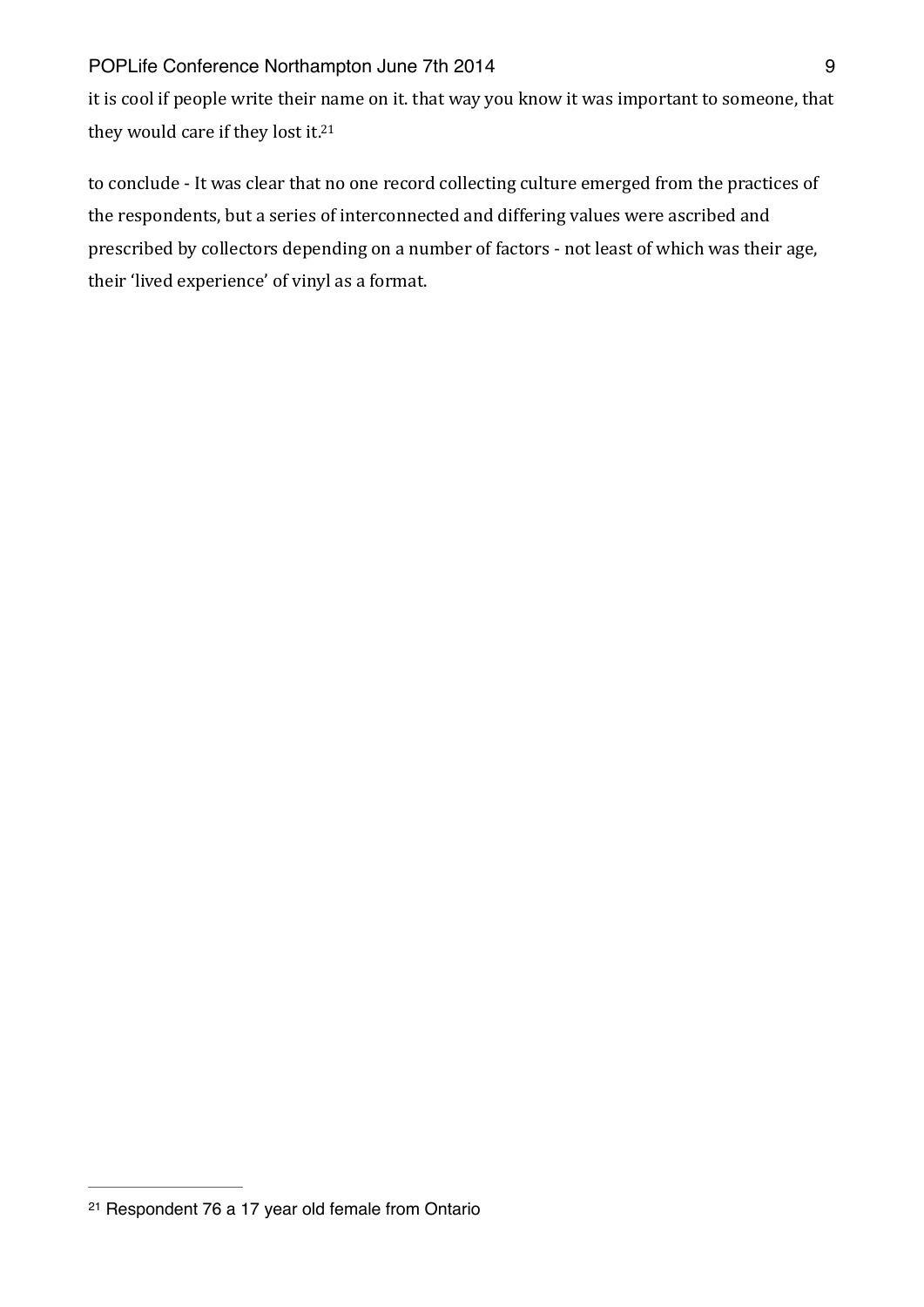it is cool if people write their name on it. that way you know it was important to someone, that they would care if they lost it.[21]

to conclude - It was clear that no one record collecting culture emerged from the practices of the respondents, but a series of interconnected and differing values were ascribed and prescribed by collectors depending on a number of factors - not least of which was their age, their 'lived experience' of vinyl as a format.

---

[21] Respondent 76 a 17 year old female from Ontario